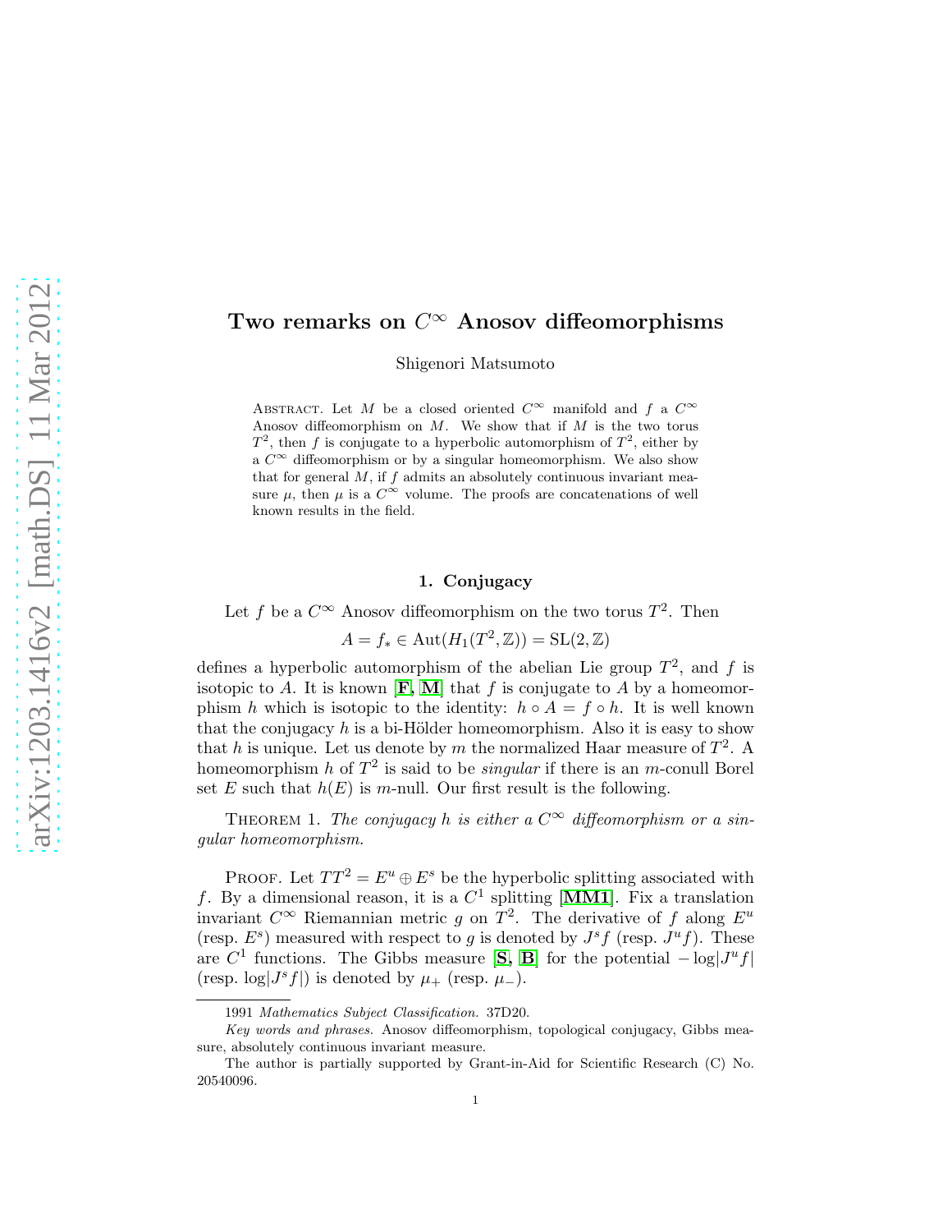# Two remarks on $C^\infty$ Anosov diffeomorphisms

Shigenori Matsumoto

Abstract. Let $M$ be a closed oriented $C^\infty$ manifold and $f$ a $C^\infty$ Anosov diffeomorphism on $M$. We show that if $M$ is the two torus $T^2$, then $f$ is conjugate to a hyperbolic automorphism of $T^2$, either by a $C^\infty$ diffeomorphism or by a singular homeomorphism. We also show that for general $M$, if $f$ admits an absolutely continuous invariant measure $\mu$, then $\mu$ is a $C^\infty$ volume. The proofs are concatenations of well known results in the field.

## 1. Conjugacy

Let $f$ be a $C^\infty$ Anosov diffeomorphism on the two torus $T^2$. Then

$$A = f_* \in \mathrm{Aut}(H_1(T^2, \mathbb{Z})) = \mathrm{SL}(2, \mathbb{Z})$$

defines a hyperbolic automorphism of the abelian Lie group $T^2$, and $f$ is isotopic to $A$. It is known [**F**, **M**] that $f$ is conjugate to $A$ by a homeomorphism $h$ which is isotopic to the identity: $h \circ A = f \circ h$. It is well known that the conjugacy $h$ is a bi-Hölder homeomorphism. Also it is easy to show that $h$ is unique. Let us denote by $m$ the normalized Haar measure of $T^2$. A homeomorphism $h$ of $T^2$ is said to be *singular* if there is an $m$-conull Borel set $E$ such that $h(E)$ is $m$-null. Our first result is the following.

Theorem 1. *The conjugacy $h$ is either a $C^\infty$ diffeomorphism or a singular homeomorphism.*

Proof. Let $TT^2 = E^u \oplus E^s$ be the hyperbolic splitting associated with $f$. By a dimensional reason, it is a $C^1$ splitting [**MM1**]. Fix a translation invariant $C^\infty$ Riemannian metric $g$ on $T^2$. The derivative of $f$ along $E^u$ (resp. $E^s$) measured with respect to $g$ is denoted by $J^s f$ (resp. $J^u f$). These are $C^1$ functions. The Gibbs measure [**S**, **B**] for the potential $-\log|J^u f|$ (resp. $\log|J^s f|$) is denoted by $\mu_+$ (resp. $\mu_-$).

---

1991 *Mathematics Subject Classification.* 37D20.

*Key words and phrases.* Anosov diffeomorphism, topological conjugacy, Gibbs measure, absolutely continuous invariant measure.

The author is partially supported by Grant-in-Aid for Scientific Research (C) No. 20540096.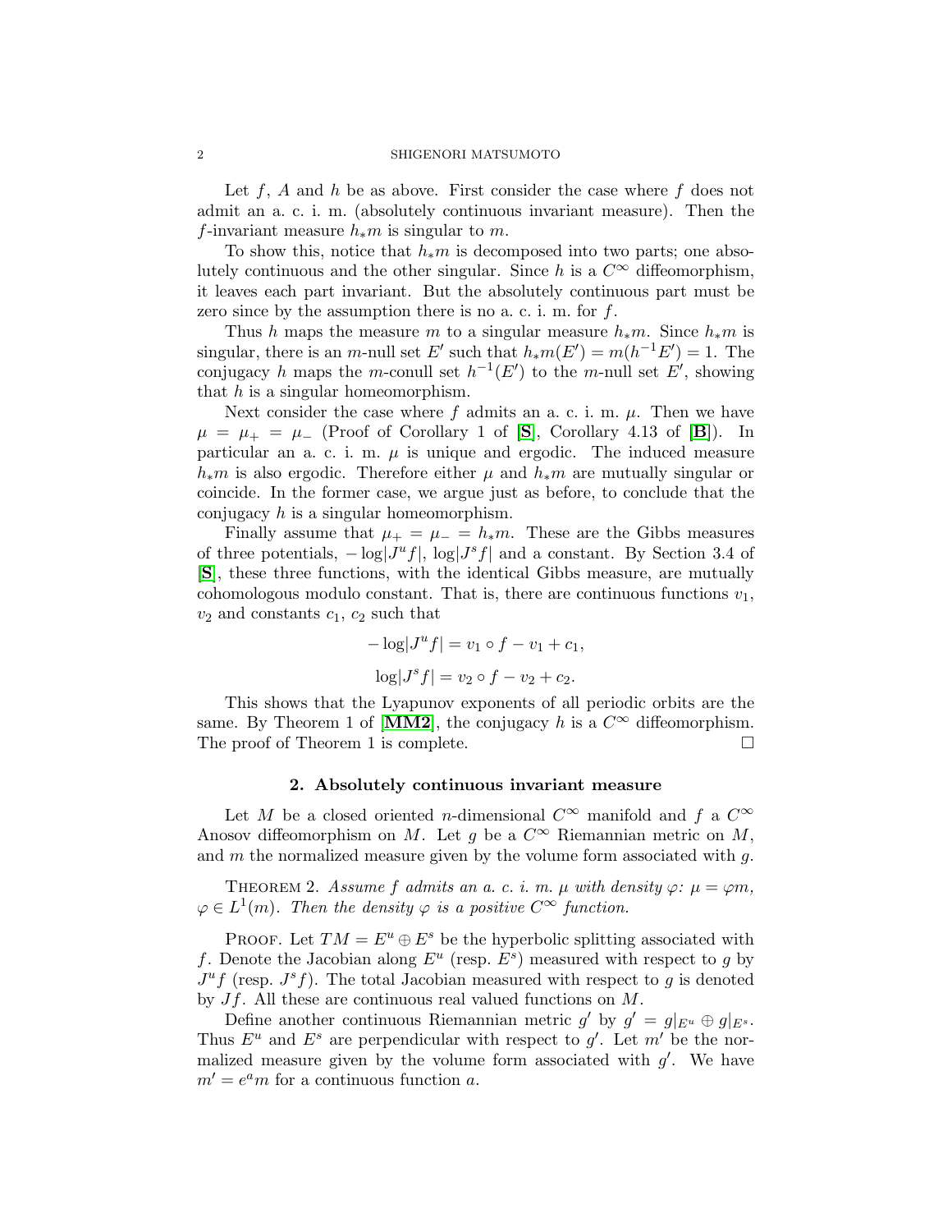Let $f$, $A$ and $h$ be as above. First consider the case where $f$ does not admit an a. c. i. m. (absolutely continuous invariant measure). Then the $f$-invariant measure $h_*m$ is singular to $m$.

To show this, notice that $h_*m$ is decomposed into two parts; one absolutely continuous and the other singular. Since $h$ is a $C^\infty$ diffeomorphism, it leaves each part invariant. But the absolutely continuous part must be zero since by the assumption there is no a. c. i. m. for $f$.

Thus $h$ maps the measure $m$ to a singular measure $h_*m$. Since $h_*m$ is singular, there is an $m$-null set $E'$ such that $h_*m(E') = m(h^{-1}E') = 1$. The conjugacy $h$ maps the $m$-conull set $h^{-1}(E')$ to the $m$-null set $E'$, showing that $h$ is a singular homeomorphism.

Next consider the case where $f$ admits an a. c. i. m. $\mu$. Then we have $\mu = \mu_+ = \mu_-$ (Proof of Corollary 1 of [**S**], Corollary 4.13 of [**B**]). In particular an a. c. i. m. $\mu$ is unique and ergodic. The induced measure $h_*m$ is also ergodic. Therefore either $\mu$ and $h_*m$ are mutually singular or coincide. In the former case, we argue just as before, to conclude that the conjugacy $h$ is a singular homeomorphism.

Finally assume that $\mu_+ = \mu_- = h_*m$. These are the Gibbs measures of three potentials, $-\log|J^u f|$, $\log|J^s f|$ and a constant. By Section 3.4 of [**S**], these three functions, with the identical Gibbs measure, are mutually cohomologous modulo constant. That is, there are continuous functions $v_1$, $v_2$ and constants $c_1$, $c_2$ such that

$$-\log|J^u f| = v_1 \circ f - v_1 + c_1,$$

$$\log|J^s f| = v_2 \circ f - v_2 + c_2.$$

This shows that the Lyapunov exponents of all periodic orbits are the same. By Theorem 1 of [**MM2**], the conjugacy $h$ is a $C^\infty$ diffeomorphism. The proof of Theorem 1 is complete. □

## 2. Absolutely continuous invariant measure

Let $M$ be a closed oriented $n$-dimensional $C^\infty$ manifold and $f$ a $C^\infty$ Anosov diffeomorphism on $M$. Let $g$ be a $C^\infty$ Riemannian metric on $M$, and $m$ the normalized measure given by the volume form associated with $g$.

THEOREM 2. *Assume $f$ admits an a. c. i. m. $\mu$ with density $\varphi$: $\mu = \varphi m$, $\varphi \in L^1(m)$. Then the density $\varphi$ is a positive $C^\infty$ function.*

PROOF. Let $TM = E^u \oplus E^s$ be the hyperbolic splitting associated with $f$. Denote the Jacobian along $E^u$ (resp. $E^s$) measured with respect to $g$ by $J^u f$ (resp. $J^s f$). The total Jacobian measured with respect to $g$ is denoted by $Jf$. All these are continuous real valued functions on $M$.

Define another continuous Riemannian metric $g'$ by $g' = g|_{E^u} \oplus g|_{E^s}$. Thus $E^u$ and $E^s$ are perpendicular with respect to $g'$. Let $m'$ be the normalized measure given by the volume form associated with $g'$. We have $m' = e^a m$ for a continuous function $a$.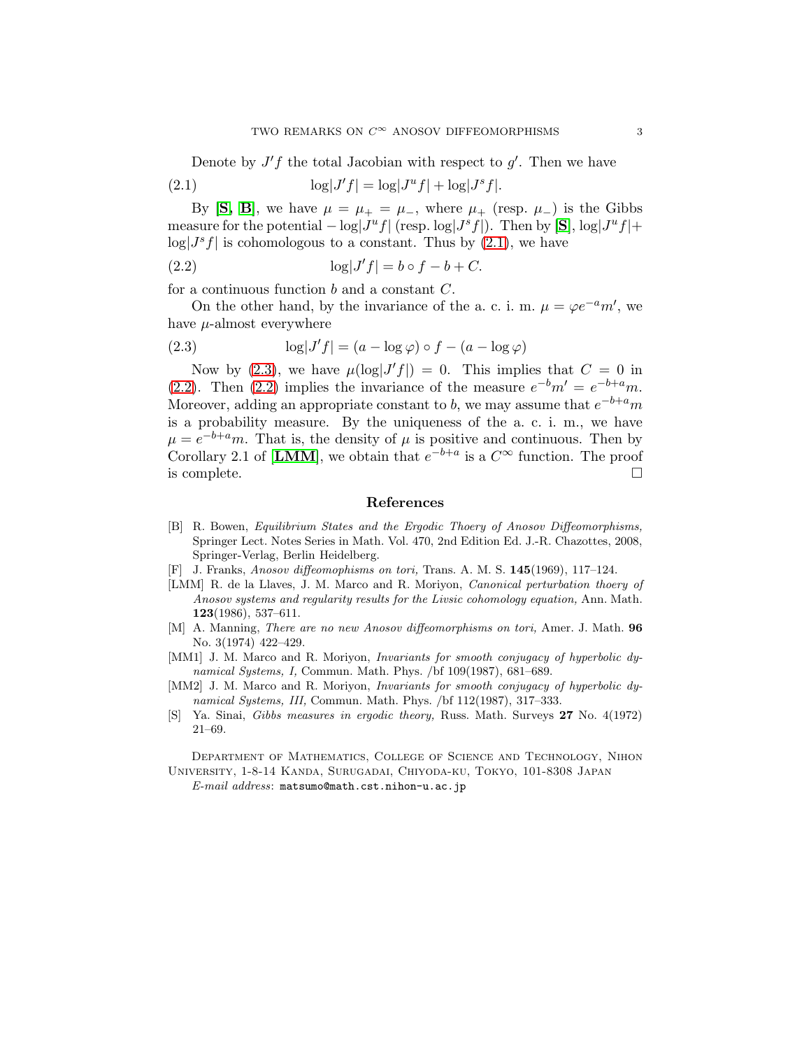Denote by $J'f$ the total Jacobian with respect to $g'$. Then we have

$$\log|J'f| = \log|J^u f| + \log|J^s f|. \tag{2.1}$$

By [**S**, **B**], we have $\mu = \mu_+ = \mu_-$, where $\mu_+$ (resp. $\mu_-$) is the Gibbs measure for the potential $-\log|J^u f|$ (resp. $\log|J^s f|$). Then by [**S**], $\log|J^u f| + \log|J^s f|$ is cohomologous to a constant. Thus by (2.1), we have

$$\log|J'f| = b \circ f - b + C. \tag{2.2}$$

for a continuous function $b$ and a constant $C$.

On the other hand, by the invariance of the a. c. i. m. $\mu = \varphi e^{-a} m'$, we have $\mu$-almost everywhere

$$\log|J'f| = (a - \log\varphi) \circ f - (a - \log\varphi) \tag{2.3}$$

Now by (2.3), we have $\mu(\log|J'f|) = 0$. This implies that $C = 0$ in (2.2). Then (2.2) implies the invariance of the measure $e^{-b}m' = e^{-b+a}m$. Moreover, adding an appropriate constant to $b$, we may assume that $e^{-b+a}m$ is a probability measure. By the uniqueness of the a. c. i. m., we have $\mu = e^{-b+a}m$. That is, the density of $\mu$ is positive and continuous. Then by Corollary 2.1 of [**LMM**], we obtain that $e^{-b+a}$ is a $C^\infty$ function. The proof is complete. □

## References

- [B] R. Bowen, *Equilibrium States and the Ergodic Thoery of Anosov Diffeomorphisms,* Springer Lect. Notes Series in Math. Vol. 470, 2nd Edition Ed. J.-R. Chazottes, 2008, Springer-Verlag, Berlin Heidelberg.
- [F] J. Franks, *Anosov diffeomophisms on tori,* Trans. A. M. S. **145**(1969), 117–124.
- [LMM] R. de la Llaves, J. M. Marco and R. Moriyon, *Canonical perturbation thoery of Anosov systems and regularity results for the Livsic cohomology equation,* Ann. Math. **123**(1986), 537–611.
- [M] A. Manning, *There are no new Anosov diffeomorphisms on tori,* Amer. J. Math. **96** No. 3(1974) 422–429.
- [MM1] J. M. Marco and R. Moriyon, *Invariants for smooth conjugacy of hyperbolic dynamical Systems, I,* Commun. Math. Phys. /bf 109(1987), 681–689.
- [MM2] J. M. Marco and R. Moriyon, *Invariants for smooth conjugacy of hyperbolic dynamical Systems, III,* Commun. Math. Phys. /bf 112(1987), 317–333.
- [S] Ya. Sinai, *Gibbs measures in ergodic theory,* Russ. Math. Surveys **27** No. 4(1972) 21–69.

Department of Mathematics, College of Science and Technology, Nihon University, 1-8-14 Kanda, Surugadai, Chiyoda-ku, Tokyo, 101-8308 Japan

*E-mail address*: matsumo@math.cst.nihon-u.ac.jp